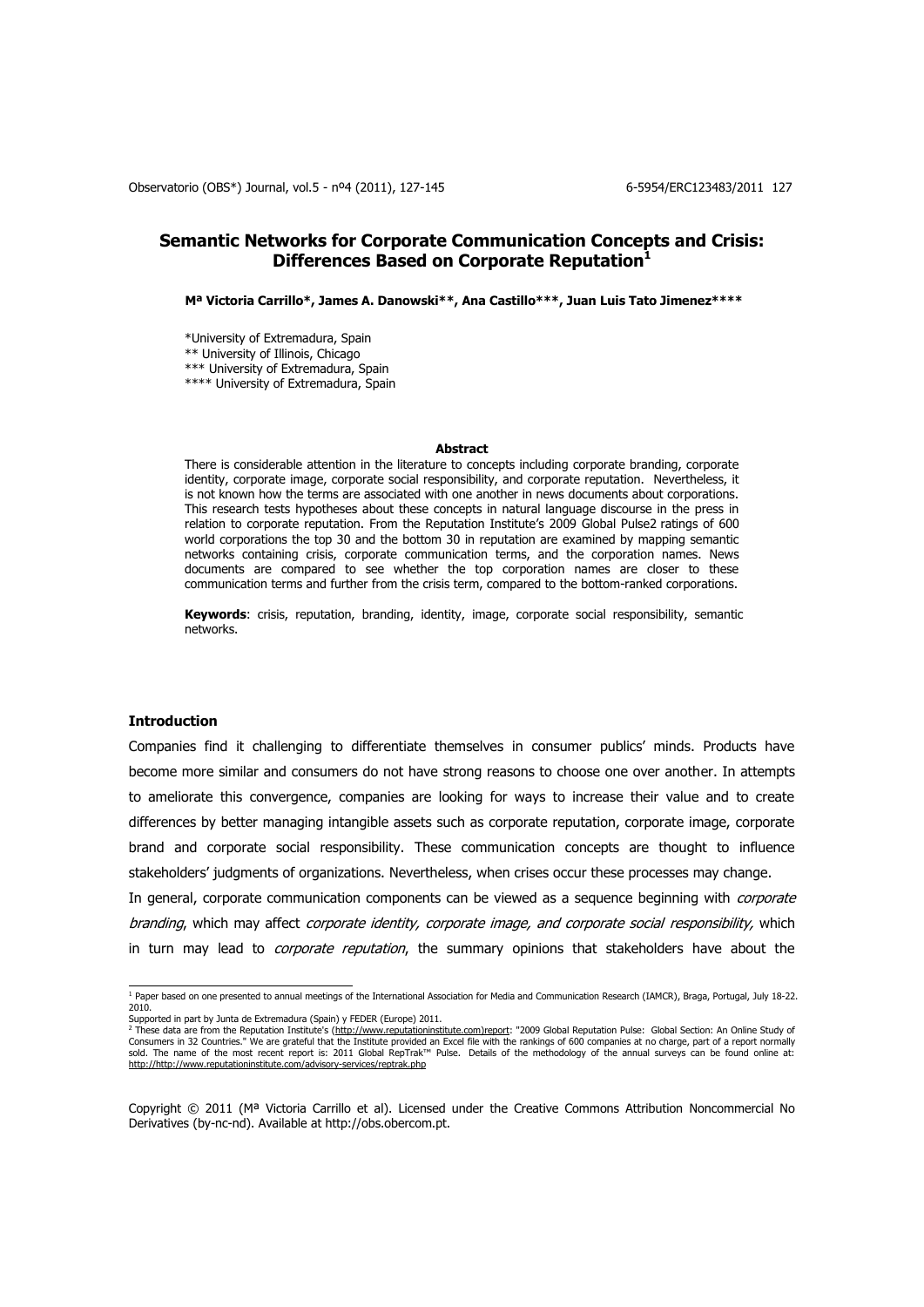# Semantic Networks for Corporate Communication Concepts and Crisis: Differences Based on Corporate Reputation[1]

**Mª Victoria Carrillo\*, James A. Danowski\*\*, Ana Castillo\*\*\*, Juan Luis Tato Jimenez\*\*\*\***

\*University of Extremadura, Spain
\*\* University of Illinois, Chicago
\*\*\* University of Extremadura, Spain
\*\*\*\* University of Extremadura, Spain

### Abstract

There is considerable attention in the literature to concepts including corporate branding, corporate identity, corporate image, corporate social responsibility, and corporate reputation. Nevertheless, it is not known how the terms are associated with one another in news documents about corporations. This research tests hypotheses about these concepts in natural language discourse in the press in relation to corporate reputation. From the Reputation Institute's 2009 Global Pulse2 ratings of 600 world corporations the top 30 and the bottom 30 in reputation are examined by mapping semantic networks containing crisis, corporate communication terms, and the corporation names. News documents are compared to see whether the top corporation names are closer to these communication terms and further from the crisis term, compared to the bottom-ranked corporations.

**Keywords**: crisis, reputation, branding, identity, image, corporate social responsibility, semantic networks.

## Introduction

Companies find it challenging to differentiate themselves in consumer publics' minds. Products have become more similar and consumers do not have strong reasons to choose one over another. In attempts to ameliorate this convergence, companies are looking for ways to increase their value and to create differences by better managing intangible assets such as corporate reputation, corporate image, corporate brand and corporate social responsibility. These communication concepts are thought to influence stakeholders' judgments of organizations. Nevertheless, when crises occur these processes may change.

In general, corporate communication components can be viewed as a sequence beginning with *corporate branding*, which may affect *corporate identity, corporate image, and corporate social responsibility,* which in turn may lead to *corporate reputation*, the summary opinions that stakeholders have about the

---

[1] Paper based on one presented to annual meetings of the International Association for Media and Communication Research (IAMCR), Braga, Portugal, July 18-22. 2010.
Supported in part by Junta de Extremadura (Spain) y FEDER (Europe) 2011.

[2] These data are from the Reputation Institute's (http://www.reputationinstitute.com)report: "2009 Global Reputation Pulse: Global Section: An Online Study of Consumers in 32 Countries." We are grateful that the Institute provided an Excel file with the rankings of 600 companies at no charge, part of a report normally sold. The name of the most recent report is: 2011 Global RepTrak™ Pulse. Details of the methodology of the annual surveys can be found online at: http://http://www.reputationinstitute.com/advisory-services/reptrak.php

Copyright © 2011 (Mª Victoria Carrillo et al). Licensed under the Creative Commons Attribution Noncommercial No Derivatives (by-nc-nd). Available at http://obs.obercom.pt.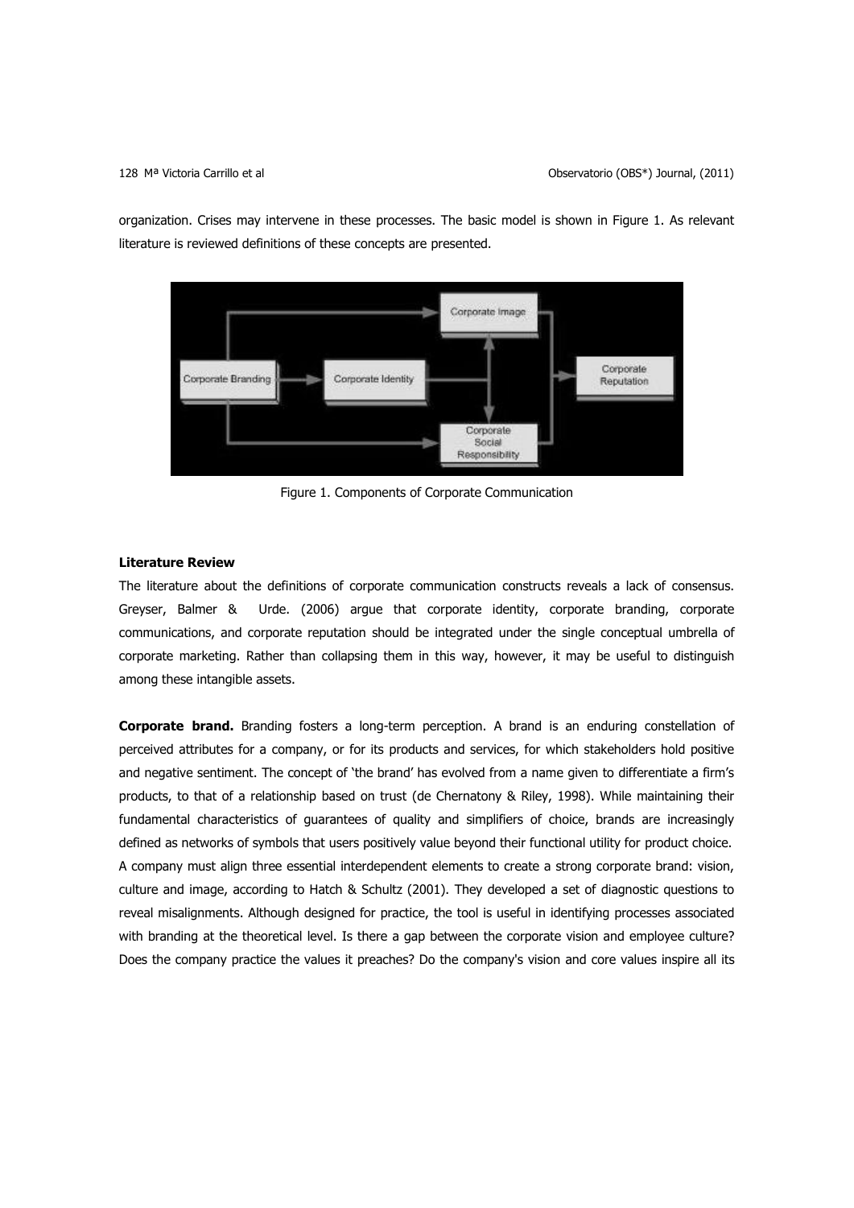organization. Crises may intervene in these processes. The basic model is shown in Figure 1. As relevant literature is reviewed definitions of these concepts are presented.

Figure 1. Components of Corporate Communication

**Literature Review**

The literature about the definitions of corporate communication constructs reveals a lack of consensus. Greyser, Balmer & Urde. (2006) argue that corporate identity, corporate branding, corporate communications, and corporate reputation should be integrated under the single conceptual umbrella of corporate marketing. Rather than collapsing them in this way, however, it may be useful to distinguish among these intangible assets.

**Corporate brand.** Branding fosters a long-term perception. A brand is an enduring constellation of perceived attributes for a company, or for its products and services, for which stakeholders hold positive and negative sentiment. The concept of 'the brand' has evolved from a name given to differentiate a firm's products, to that of a relationship based on trust (de Chernatony & Riley, 1998). While maintaining their fundamental characteristics of guarantees of quality and simplifiers of choice, brands are increasingly defined as networks of symbols that users positively value beyond their functional utility for product choice. A company must align three essential interdependent elements to create a strong corporate brand: vision, culture and image, according to Hatch & Schultz (2001). They developed a set of diagnostic questions to reveal misalignments. Although designed for practice, the tool is useful in identifying processes associated with branding at the theoretical level. Is there a gap between the corporate vision and employee culture? Does the company practice the values it preaches? Do the company's vision and core values inspire all its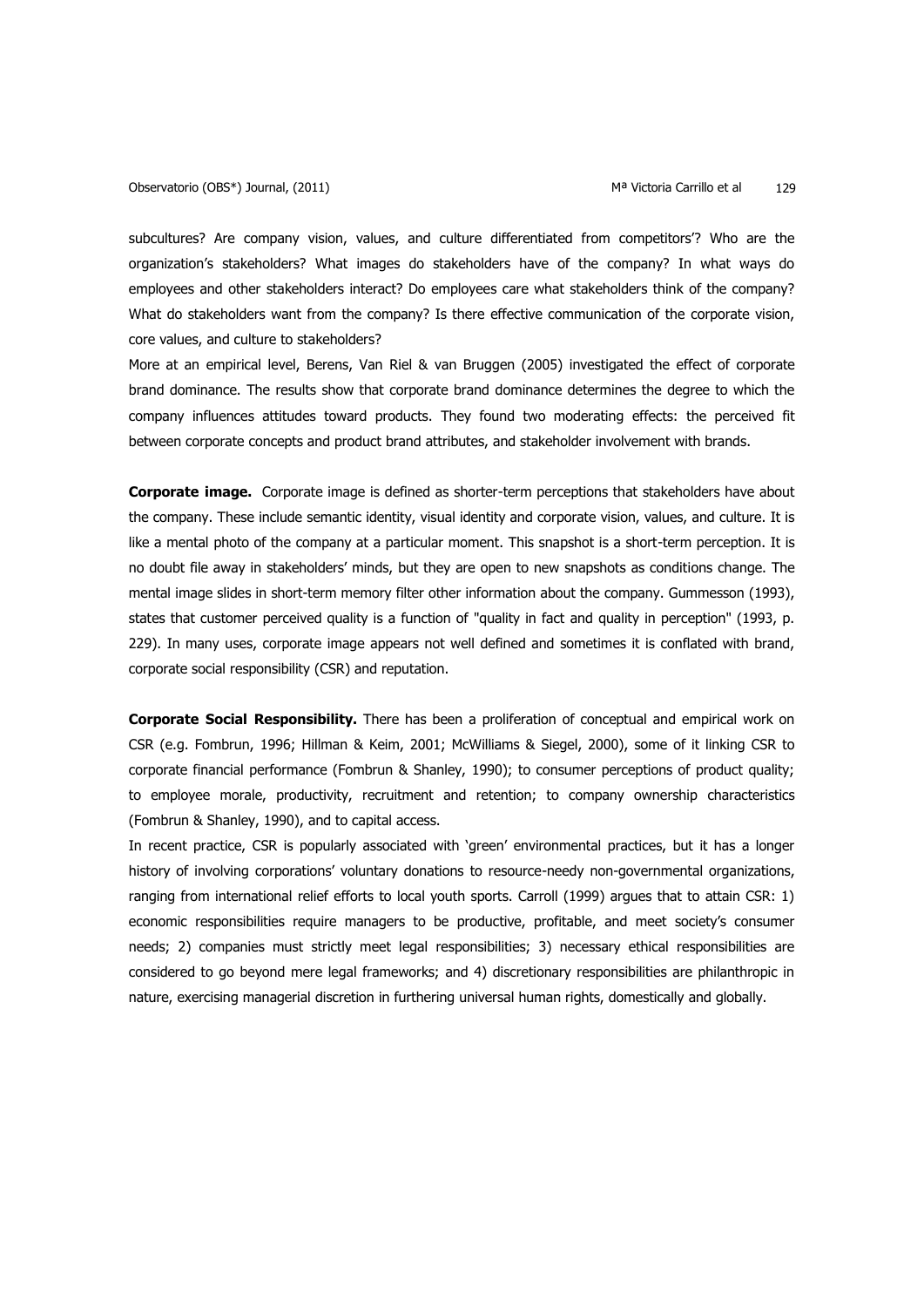subcultures? Are company vision, values, and culture differentiated from competitors'? Who are the organization's stakeholders? What images do stakeholders have of the company? In what ways do employees and other stakeholders interact? Do employees care what stakeholders think of the company? What do stakeholders want from the company? Is there effective communication of the corporate vision, core values, and culture to stakeholders?

More at an empirical level, Berens, Van Riel & van Bruggen (2005) investigated the effect of corporate brand dominance. The results show that corporate brand dominance determines the degree to which the company influences attitudes toward products. They found two moderating effects: the perceived fit between corporate concepts and product brand attributes, and stakeholder involvement with brands.

**Corporate image.** Corporate image is defined as shorter-term perceptions that stakeholders have about the company. These include semantic identity, visual identity and corporate vision, values, and culture. It is like a mental photo of the company at a particular moment. This snapshot is a short-term perception. It is no doubt file away in stakeholders' minds, but they are open to new snapshots as conditions change. The mental image slides in short-term memory filter other information about the company. Gummesson (1993), states that customer perceived quality is a function of "quality in fact and quality in perception" (1993, p. 229). In many uses, corporate image appears not well defined and sometimes it is conflated with brand, corporate social responsibility (CSR) and reputation.

**Corporate Social Responsibility.** There has been a proliferation of conceptual and empirical work on CSR (e.g. Fombrun, 1996; Hillman & Keim, 2001; McWilliams & Siegel, 2000), some of it linking CSR to corporate financial performance (Fombrun & Shanley, 1990); to consumer perceptions of product quality; to employee morale, productivity, recruitment and retention; to company ownership characteristics (Fombrun & Shanley, 1990), and to capital access.

In recent practice, CSR is popularly associated with 'green' environmental practices, but it has a longer history of involving corporations' voluntary donations to resource-needy non-governmental organizations, ranging from international relief efforts to local youth sports. Carroll (1999) argues that to attain CSR: 1) economic responsibilities require managers to be productive, profitable, and meet society's consumer needs; 2) companies must strictly meet legal responsibilities; 3) necessary ethical responsibilities are considered to go beyond mere legal frameworks; and 4) discretionary responsibilities are philanthropic in nature, exercising managerial discretion in furthering universal human rights, domestically and globally.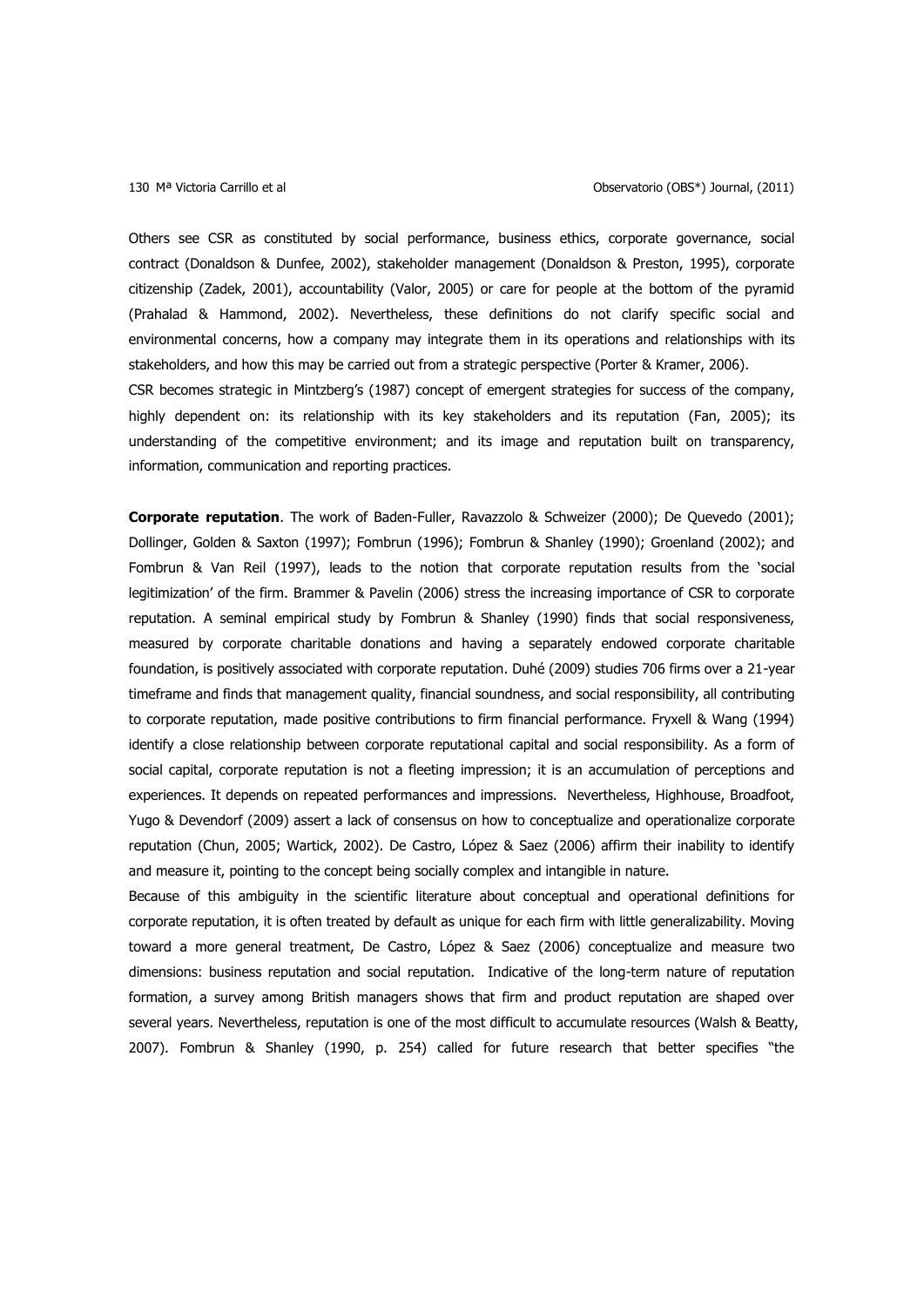Others see CSR as constituted by social performance, business ethics, corporate governance, social contract (Donaldson & Dunfee, 2002), stakeholder management (Donaldson & Preston, 1995), corporate citizenship (Zadek, 2001), accountability (Valor, 2005) or care for people at the bottom of the pyramid (Prahalad & Hammond, 2002). Nevertheless, these definitions do not clarify specific social and environmental concerns, how a company may integrate them in its operations and relationships with its stakeholders, and how this may be carried out from a strategic perspective (Porter & Kramer, 2006).

CSR becomes strategic in Mintzberg's (1987) concept of emergent strategies for success of the company, highly dependent on: its relationship with its key stakeholders and its reputation (Fan, 2005); its understanding of the competitive environment; and its image and reputation built on transparency, information, communication and reporting practices.

**Corporate reputation**. The work of Baden-Fuller, Ravazzolo & Schweizer (2000); De Quevedo (2001); Dollinger, Golden & Saxton (1997); Fombrun (1996); Fombrun & Shanley (1990); Groenland (2002); and Fombrun & Van Reil (1997), leads to the notion that corporate reputation results from the 'social legitimization' of the firm. Brammer & Pavelin (2006) stress the increasing importance of CSR to corporate reputation. A seminal empirical study by Fombrun & Shanley (1990) finds that social responsiveness, measured by corporate charitable donations and having a separately endowed corporate charitable foundation, is positively associated with corporate reputation. Duhé (2009) studies 706 firms over a 21-year timeframe and finds that management quality, financial soundness, and social responsibility, all contributing to corporate reputation, made positive contributions to firm financial performance. Fryxell & Wang (1994) identify a close relationship between corporate reputational capital and social responsibility. As a form of social capital, corporate reputation is not a fleeting impression; it is an accumulation of perceptions and experiences. It depends on repeated performances and impressions. Nevertheless, Highhouse, Broadfoot, Yugo & Devendorf (2009) assert a lack of consensus on how to conceptualize and operationalize corporate reputation (Chun, 2005; Wartick, 2002). De Castro, López & Saez (2006) affirm their inability to identify and measure it, pointing to the concept being socially complex and intangible in nature.

Because of this ambiguity in the scientific literature about conceptual and operational definitions for corporate reputation, it is often treated by default as unique for each firm with little generalizability. Moving toward a more general treatment, De Castro, López & Saez (2006) conceptualize and measure two dimensions: business reputation and social reputation. Indicative of the long-term nature of reputation formation, a survey among British managers shows that firm and product reputation are shaped over several years. Nevertheless, reputation is one of the most difficult to accumulate resources (Walsh & Beatty, 2007). Fombrun & Shanley (1990, p. 254) called for future research that better specifies "the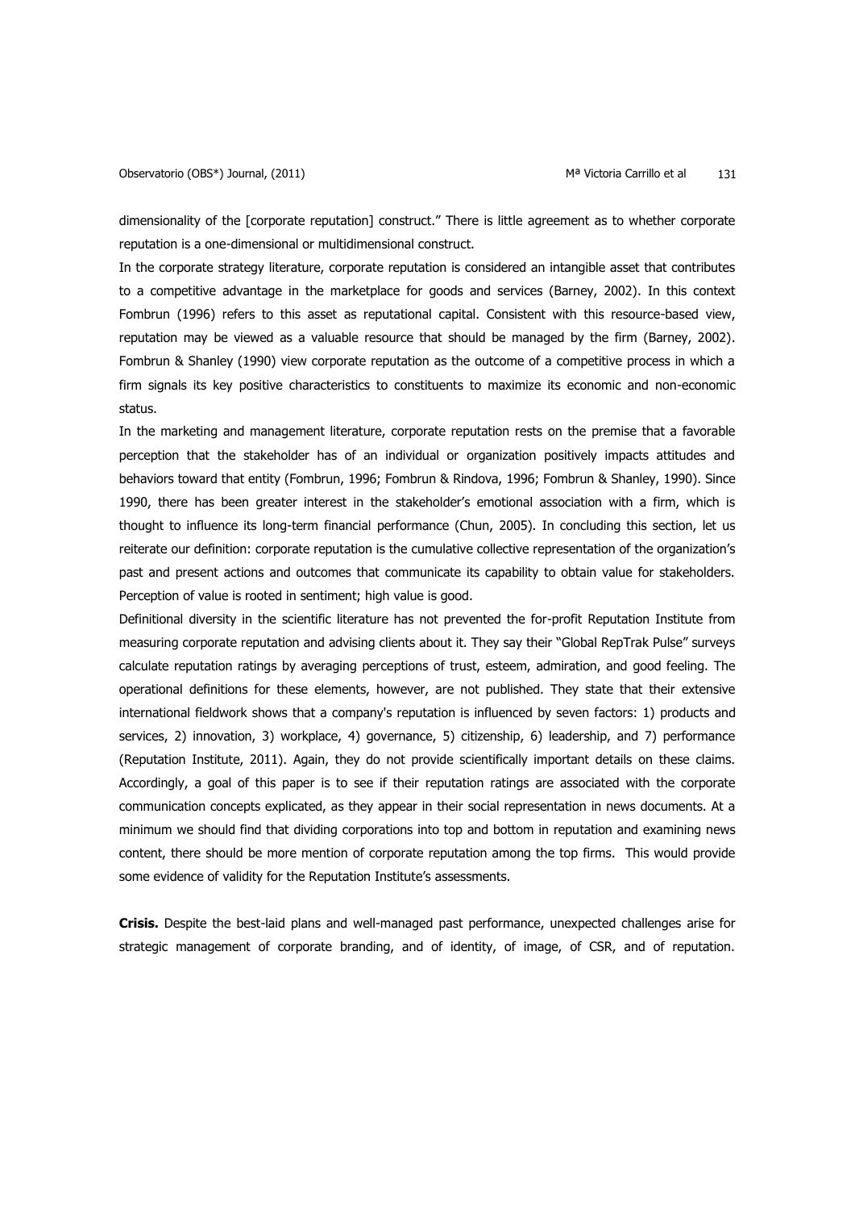dimensionality of the [corporate reputation] construct." There is little agreement as to whether corporate reputation is a one-dimensional or multidimensional construct.

In the corporate strategy literature, corporate reputation is considered an intangible asset that contributes to a competitive advantage in the marketplace for goods and services (Barney, 2002). In this context Fombrun (1996) refers to this asset as reputational capital. Consistent with this resource-based view, reputation may be viewed as a valuable resource that should be managed by the firm (Barney, 2002). Fombrun & Shanley (1990) view corporate reputation as the outcome of a competitive process in which a firm signals its key positive characteristics to constituents to maximize its economic and non-economic status.

In the marketing and management literature, corporate reputation rests on the premise that a favorable perception that the stakeholder has of an individual or organization positively impacts attitudes and behaviors toward that entity (Fombrun, 1996; Fombrun & Rindova, 1996; Fombrun & Shanley, 1990). Since 1990, there has been greater interest in the stakeholder's emotional association with a firm, which is thought to influence its long-term financial performance (Chun, 2005). In concluding this section, let us reiterate our definition: corporate reputation is the cumulative collective representation of the organization's past and present actions and outcomes that communicate its capability to obtain value for stakeholders. Perception of value is rooted in sentiment; high value is good.

Definitional diversity in the scientific literature has not prevented the for-profit Reputation Institute from measuring corporate reputation and advising clients about it. They say their "Global RepTrak Pulse" surveys calculate reputation ratings by averaging perceptions of trust, esteem, admiration, and good feeling. The operational definitions for these elements, however, are not published. They state that their extensive international fieldwork shows that a company's reputation is influenced by seven factors: 1) products and services, 2) innovation, 3) workplace, 4) governance, 5) citizenship, 6) leadership, and 7) performance (Reputation Institute, 2011). Again, they do not provide scientifically important details on these claims. Accordingly, a goal of this paper is to see if their reputation ratings are associated with the corporate communication concepts explicated, as they appear in their social representation in news documents. At a minimum we should find that dividing corporations into top and bottom in reputation and examining news content, there should be more mention of corporate reputation among the top firms. This would provide some evidence of validity for the Reputation Institute's assessments.

**Crisis.** Despite the best-laid plans and well-managed past performance, unexpected challenges arise for strategic management of corporate branding, and of identity, of image, of CSR, and of reputation.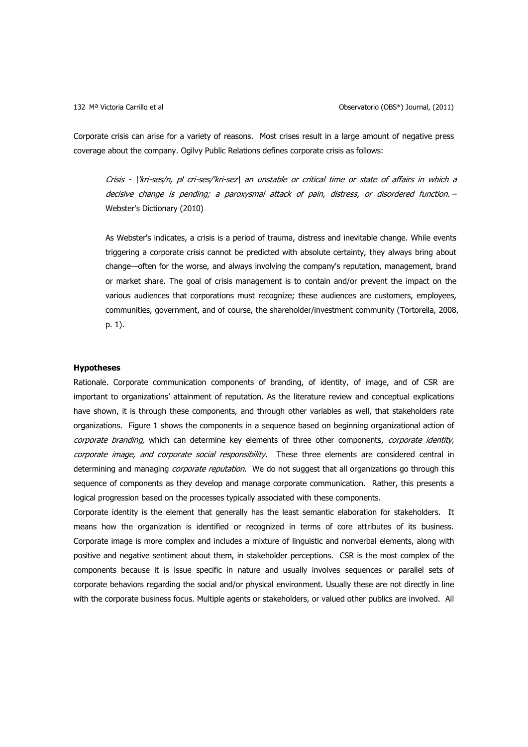Corporate crisis can arise for a variety of reasons. Most crises result in a large amount of negative press coverage about the company. Ogilvy Public Relations defines corporate crisis as follows:

> *Crisis - |'kri-ses/n, pl cri-ses/'kri-sez| an unstable or critical time or state of affairs in which a decisive change is pending; a paroxysmal attack of pain, distress, or disordered function.* – Webster's Dictionary (2010)
>
> As Webster's indicates, a crisis is a period of trauma, distress and inevitable change. While events triggering a corporate crisis cannot be predicted with absolute certainty, they always bring about change—often for the worse, and always involving the company's reputation, management, brand or market share. The goal of crisis management is to contain and/or prevent the impact on the various audiences that corporations must recognize; these audiences are customers, employees, communities, government, and of course, the shareholder/investment community (Tortorella, 2008, p. 1).

**Hypotheses**

Rationale. Corporate communication components of branding, of identity, of image, and of CSR are important to organizations' attainment of reputation. As the literature review and conceptual explications have shown, it is through these components, and through other variables as well, that stakeholders rate organizations. Figure 1 shows the components in a sequence based on beginning organizational action of *corporate branding,* which can determine key elements of three other components*, corporate identity, corporate image, and corporate social responsibility*. These three elements are considered central in determining and managing *corporate reputation*. We do not suggest that all organizations go through this sequence of components as they develop and manage corporate communication. Rather, this presents a logical progression based on the processes typically associated with these components.

Corporate identity is the element that generally has the least semantic elaboration for stakeholders. It means how the organization is identified or recognized in terms of core attributes of its business. Corporate image is more complex and includes a mixture of linguistic and nonverbal elements, along with positive and negative sentiment about them, in stakeholder perceptions. CSR is the most complex of the components because it is issue specific in nature and usually involves sequences or parallel sets of corporate behaviors regarding the social and/or physical environment. Usually these are not directly in line with the corporate business focus. Multiple agents or stakeholders, or valued other publics are involved. All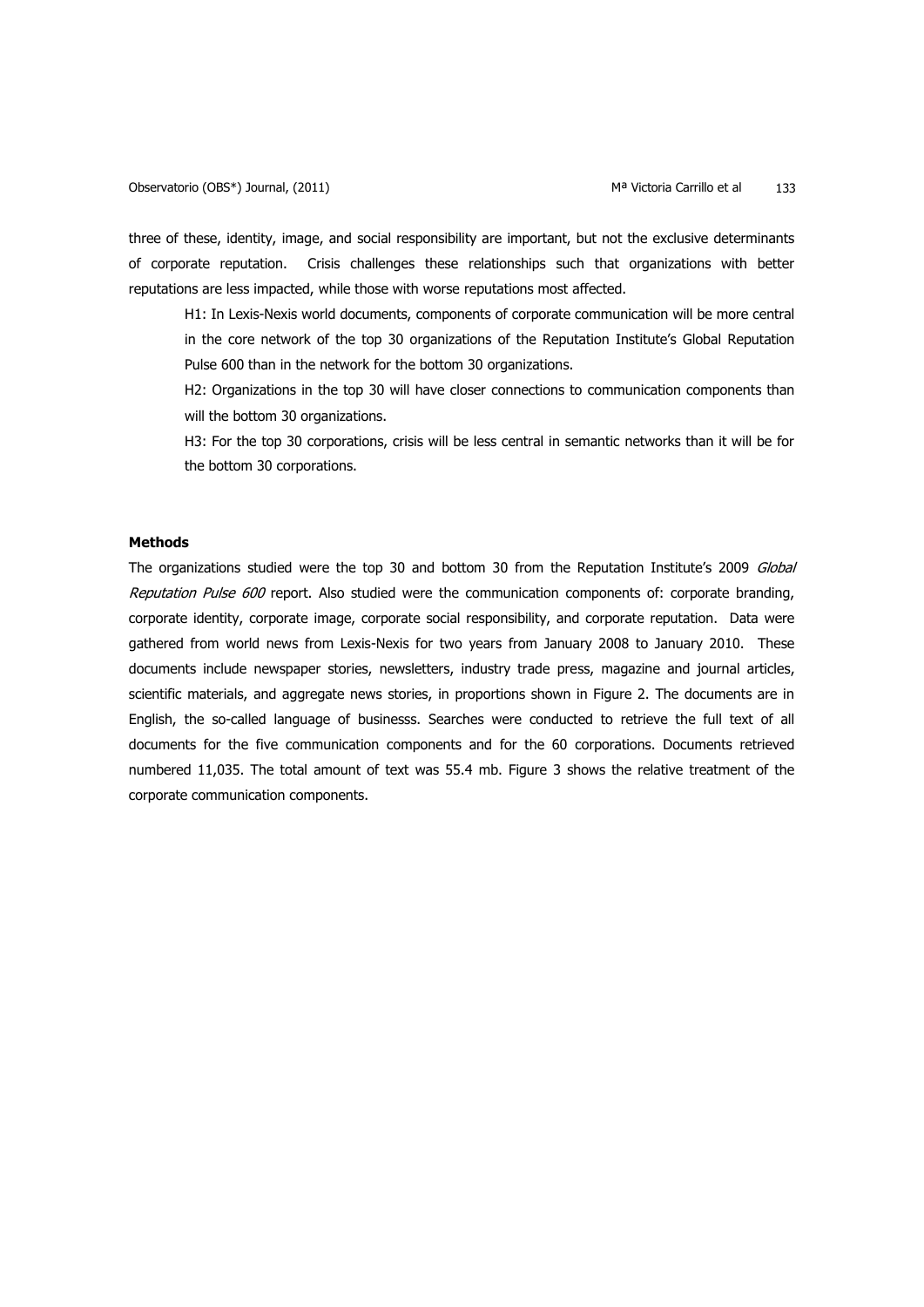three of these, identity, image, and social responsibility are important, but not the exclusive determinants of corporate reputation. Crisis challenges these relationships such that organizations with better reputations are less impacted, while those with worse reputations most affected.

> H1: In Lexis-Nexis world documents, components of corporate communication will be more central in the core network of the top 30 organizations of the Reputation Institute's Global Reputation Pulse 600 than in the network for the bottom 30 organizations.
>
> H2: Organizations in the top 30 will have closer connections to communication components than will the bottom 30 organizations.
>
> H3: For the top 30 corporations, crisis will be less central in semantic networks than it will be for the bottom 30 corporations.

**Methods**

The organizations studied were the top 30 and bottom 30 from the Reputation Institute's 2009 *Global Reputation Pulse 600* report. Also studied were the communication components of: corporate branding, corporate identity, corporate image, corporate social responsibility, and corporate reputation. Data were gathered from world news from Lexis-Nexis for two years from January 2008 to January 2010. These documents include newspaper stories, newsletters, industry trade press, magazine and journal articles, scientific materials, and aggregate news stories, in proportions shown in Figure 2. The documents are in English, the so-called language of businesss. Searches were conducted to retrieve the full text of all documents for the five communication components and for the 60 corporations. Documents retrieved numbered 11,035. The total amount of text was 55.4 mb. Figure 3 shows the relative treatment of the corporate communication components.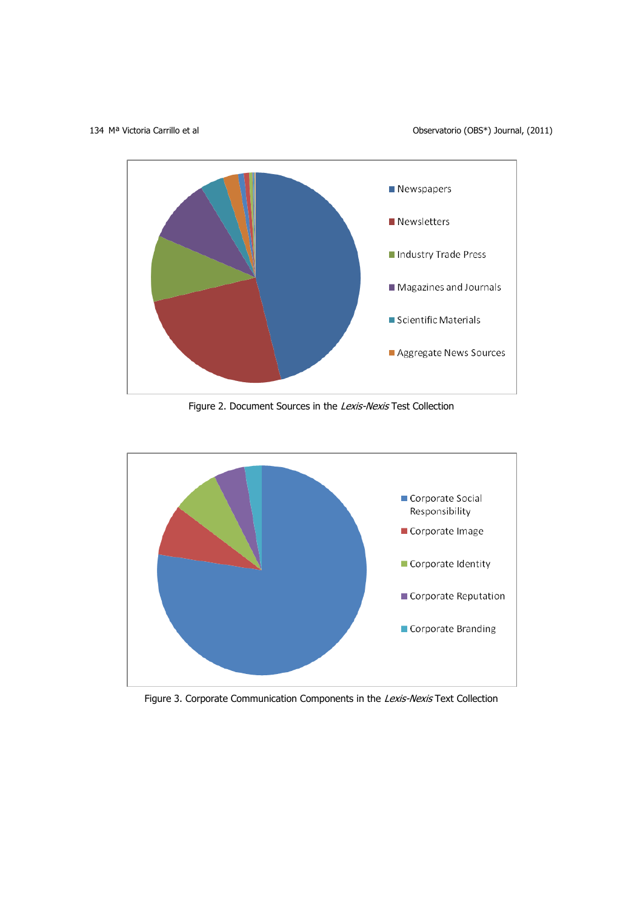Figure 2. Document Sources in the *Lexis-Nexis* Test Collection

Figure 3. Corporate Communication Components in the *Lexis-Nexis* Text Collection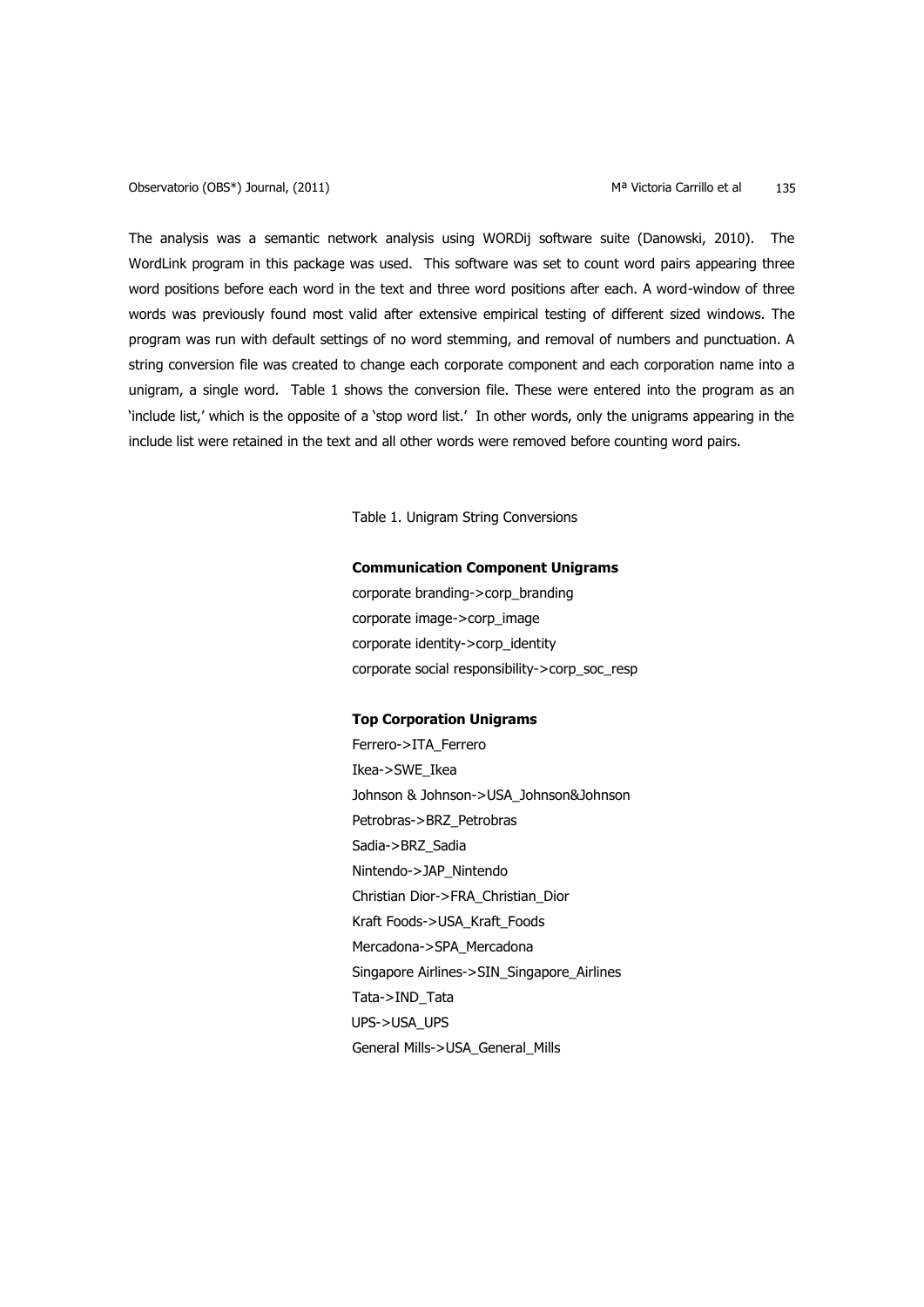The analysis was a semantic network analysis using WORDij software suite (Danowski, 2010). The WordLink program in this package was used. This software was set to count word pairs appearing three word positions before each word in the text and three word positions after each. A word-window of three words was previously found most valid after extensive empirical testing of different sized windows. The program was run with default settings of no word stemming, and removal of numbers and punctuation. A string conversion file was created to change each corporate component and each corporation name into a unigram, a single word. Table 1 shows the conversion file. These were entered into the program as an 'include list,' which is the opposite of a 'stop word list.' In other words, only the unigrams appearing in the include list were retained in the text and all other words were removed before counting word pairs.

Table 1. Unigram String Conversions

**Communication Component Unigrams**

corporate branding->corp_branding
corporate image->corp_image
corporate identity->corp_identity
corporate social responsibility->corp_soc_resp

**Top Corporation Unigrams**

Ferrero->ITA_Ferrero
Ikea->SWE_Ikea
Johnson & Johnson->USA_Johnson&Johnson
Petrobras->BRZ_Petrobras
Sadia->BRZ_Sadia
Nintendo->JAP_Nintendo
Christian Dior->FRA_Christian_Dior
Kraft Foods->USA_Kraft_Foods
Mercadona->SPA_Mercadona
Singapore Airlines->SIN_Singapore_Airlines
Tata->IND_Tata
UPS->USA_UPS
General Mills->USA_General_Mills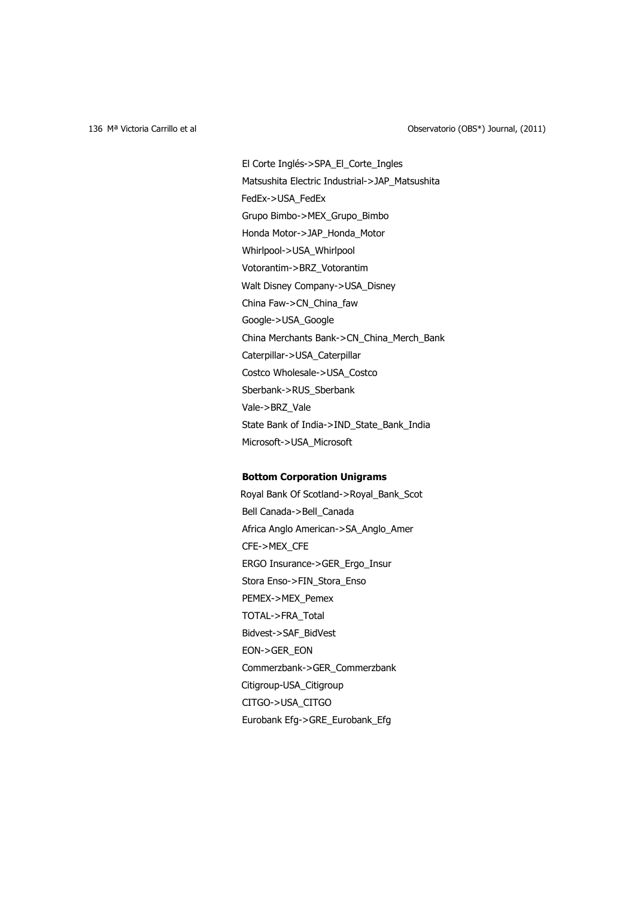El Corte Inglés->SPA_El_Corte_Ingles

Matsushita Electric Industrial->JAP_Matsushita

FedEx->USA_FedEx

Grupo Bimbo->MEX_Grupo_Bimbo

Honda Motor->JAP_Honda_Motor

Whirlpool->USA_Whirlpool

Votorantim->BRZ_Votorantim

Walt Disney Company->USA_Disney

China Faw->CN_China_faw

Google->USA_Google

China Merchants Bank->CN_China_Merch_Bank

Caterpillar->USA_Caterpillar

Costco Wholesale->USA_Costco

Sberbank->RUS_Sberbank

Vale->BRZ_Vale

State Bank of India->IND_State_Bank_India

Microsoft->USA_Microsoft

**Bottom Corporation Unigrams**

Royal Bank Of Scotland->Royal_Bank_Scot

Bell Canada->Bell_Canada

Africa Anglo American->SA_Anglo_Amer

CFE->MEX_CFE

ERGO Insurance->GER_Ergo_Insur

Stora Enso->FIN_Stora_Enso

PEMEX->MEX_Pemex

TOTAL->FRA_Total

Bidvest->SAF_BidVest

EON->GER_EON

Commerzbank->GER_Commerzbank

Citigroup-USA_Citigroup

CITGO->USA_CITGO

Eurobank Efg->GRE_Eurobank_Efg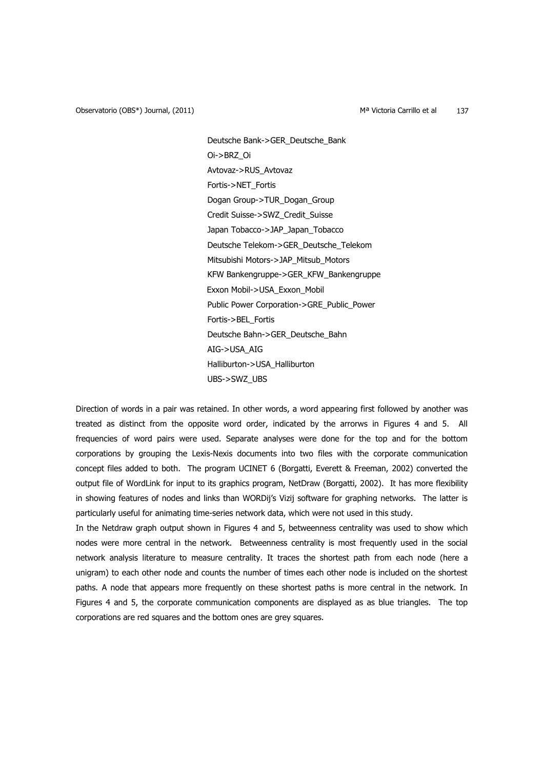Deutsche Bank->GER_Deutsche_Bank
Oi->BRZ_Oi
Avtovaz->RUS_Avtovaz
Fortis->NET_Fortis
Dogan Group->TUR_Dogan_Group
Credit Suisse->SWZ_Credit_Suisse
Japan Tobacco->JAP_Japan_Tobacco
Deutsche Telekom->GER_Deutsche_Telekom
Mitsubishi Motors->JAP_Mitsub_Motors
KFW Bankengruppe->GER_KFW_Bankengruppe
Exxon Mobil->USA_Exxon_Mobil
Public Power Corporation->GRE_Public_Power
Fortis->BEL_Fortis
Deutsche Bahn->GER_Deutsche_Bahn
AIG->USA_AIG
Halliburton->USA_Halliburton
UBS->SWZ_UBS

Direction of words in a pair was retained. In other words, a word appearing first followed by another was treated as distinct from the opposite word order, indicated by the arrorws in Figures 4 and 5. All frequencies of word pairs were used. Separate analyses were done for the top and for the bottom corporations by grouping the Lexis-Nexis documents into two files with the corporate communication concept files added to both. The program UCINET 6 (Borgatti, Everett & Freeman, 2002) converted the output file of WordLink for input to its graphics program, NetDraw (Borgatti, 2002). It has more flexibility in showing features of nodes and links than WORDij's Vizij software for graphing networks. The latter is particularly useful for animating time-series network data, which were not used in this study.

In the Netdraw graph output shown in Figures 4 and 5, betweenness centrality was used to show which nodes were more central in the network. Betweenness centrality is most frequently used in the social network analysis literature to measure centrality. It traces the shortest path from each node (here a unigram) to each other node and counts the number of times each other node is included on the shortest paths. A node that appears more frequently on these shortest paths is more central in the network. In Figures 4 and 5, the corporate communication components are displayed as as blue triangles. The top corporations are red squares and the bottom ones are grey squares.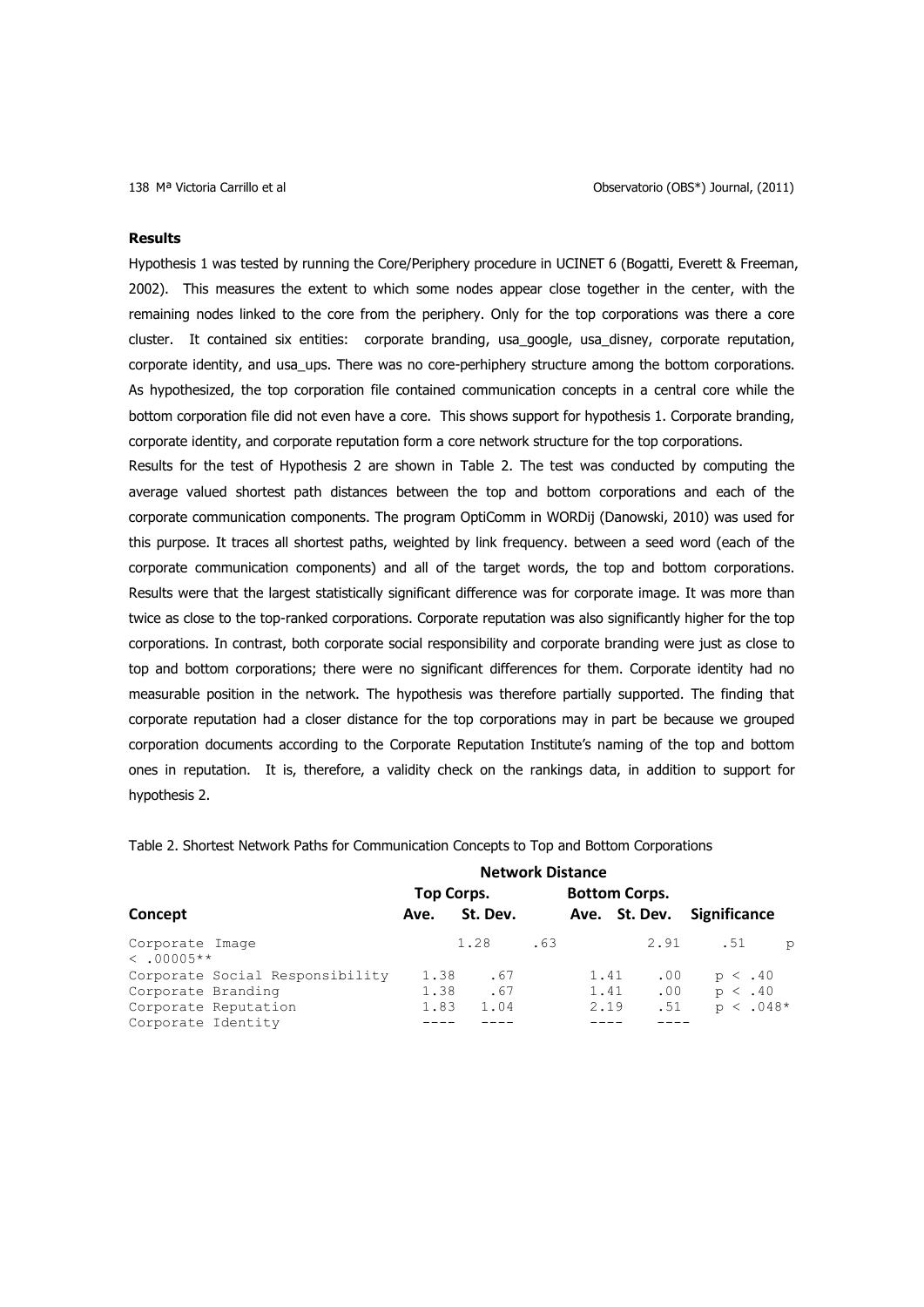## Results

Hypothesis 1 was tested by running the Core/Periphery procedure in UCINET 6 (Bogatti, Everett & Freeman, 2002). This measures the extent to which some nodes appear close together in the center, with the remaining nodes linked to the core from the periphery. Only for the top corporations was there a core cluster. It contained six entities: corporate branding, usa_google, usa_disney, corporate reputation, corporate identity, and usa_ups. There was no core-perhiphery structure among the bottom corporations. As hypothesized, the top corporation file contained communication concepts in a central core while the bottom corporation file did not even have a core. This shows support for hypothesis 1. Corporate branding, corporate identity, and corporate reputation form a core network structure for the top corporations.

Results for the test of Hypothesis 2 are shown in Table 2. The test was conducted by computing the average valued shortest path distances between the top and bottom corporations and each of the corporate communication components. The program OptiComm in WORDij (Danowski, 2010) was used for this purpose. It traces all shortest paths, weighted by link frequency. between a seed word (each of the corporate communication components) and all of the target words, the top and bottom corporations. Results were that the largest statistically significant difference was for corporate image. It was more than twice as close to the top-ranked corporations. Corporate reputation was also significantly higher for the top corporations. In contrast, both corporate social responsibility and corporate branding were just as close to top and bottom corporations; there were no significant differences for them. Corporate identity had no measurable position in the network. The hypothesis was therefore partially supported. The finding that corporate reputation had a closer distance for the top corporations may in part be because we grouped corporation documents according to the Corporate Reputation Institute's naming of the top and bottom ones in reputation. It is, therefore, a validity check on the rankings data, in addition to support for hypothesis 2.

Table 2. Shortest Network Paths for Communication Concepts to Top and Bottom Corporations

| | Network Distance | | | | |
|---|---|---|---|---|---|
| | Top Corps. | | Bottom Corps. | | |
| Concept | Ave. | St. Dev. | Ave. | St. Dev. | Significance |
| Corporate Image | 1.28 | .63 | 2.91 | .51 | $p < .00005$** |
| Corporate Social Responsibility | 1.38 | .67 | 1.41 | .00 | $p < .40$ |
| Corporate Branding | 1.38 | .67 | 1.41 | .00 | $p < .40$ |
| Corporate Reputation | 1.83 | 1.04 | 2.19 | .51 | $p < .048$* |
| Corporate Identity | ---- | ---- | ---- | ---- | |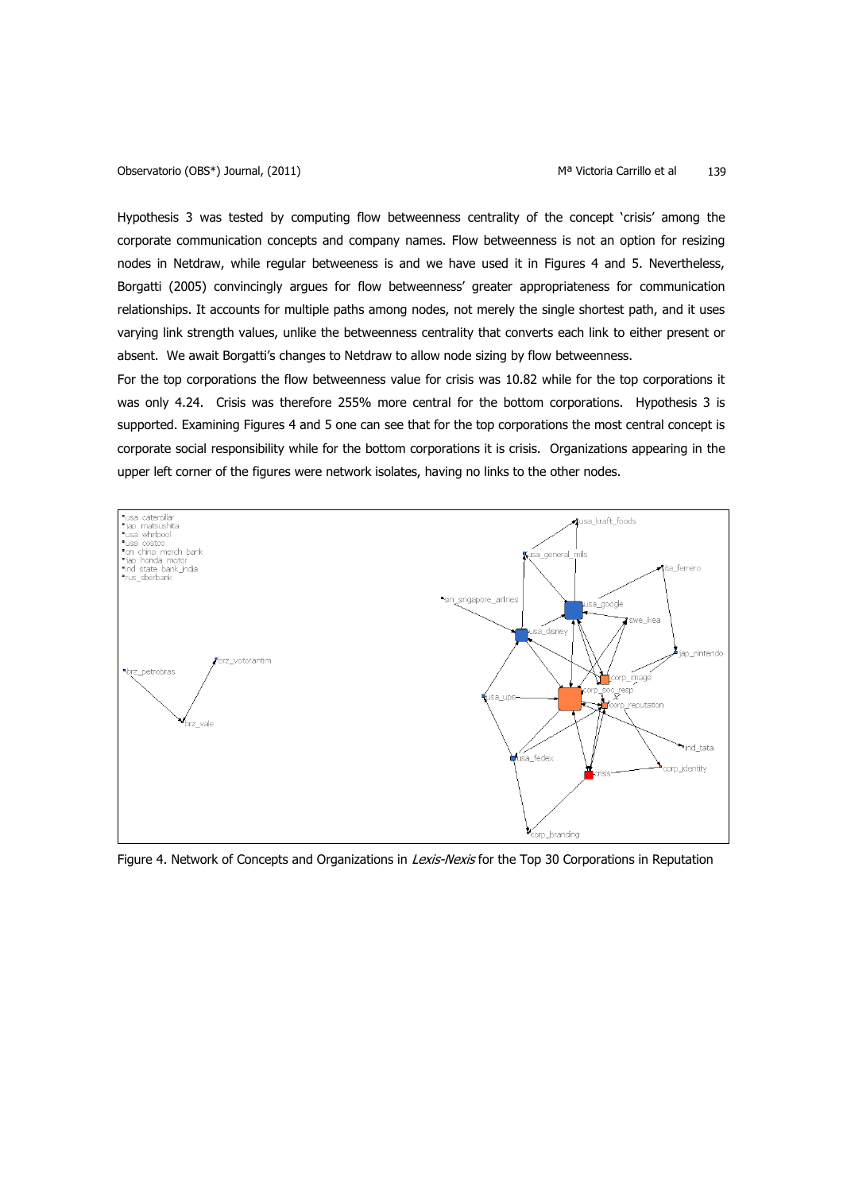Hypothesis 3 was tested by computing flow betweenness centrality of the concept 'crisis' among the corporate communication concepts and company names. Flow betweenness is not an option for resizing nodes in Netdraw, while regular betweeness is and we have used it in Figures 4 and 5. Nevertheless, Borgatti (2005) convincingly argues for flow betweenness' greater appropriateness for communication relationships. It accounts for multiple paths among nodes, not merely the single shortest path, and it uses varying link strength values, unlike the betweenness centrality that converts each link to either present or absent. We await Borgatti's changes to Netdraw to allow node sizing by flow betweenness.

For the top corporations the flow betweenness value for crisis was 10.82 while for the top corporations it was only 4.24. Crisis was therefore 255% more central for the bottom corporations. Hypothesis 3 is supported. Examining Figures 4 and 5 one can see that for the top corporations the most central concept is corporate social responsibility while for the bottom corporations it is crisis. Organizations appearing in the upper left corner of the figures were network isolates, having no links to the other nodes.

Figure 4. Network of Concepts and Organizations in *Lexis-Nexis* for the Top 30 Corporations in Reputation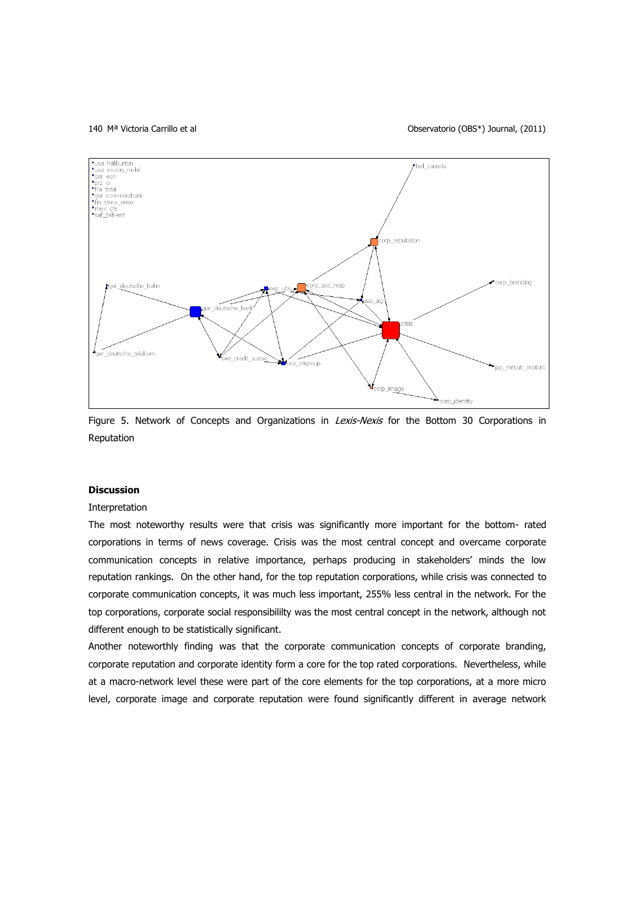Figure 5. Network of Concepts and Organizations in *Lexis-Nexis* for the Bottom 30 Corporations in Reputation

**Discussion**

Interpretation

The most noteworthy results were that crisis was significantly more important for the bottom- rated corporations in terms of news coverage. Crisis was the most central concept and overcame corporate communication concepts in relative importance, perhaps producing in stakeholders' minds the low reputation rankings. On the other hand, for the top reputation corporations, while crisis was connected to corporate communication concepts, it was much less important, 255% less central in the network. For the top corporations, corporate social responsibililty was the most central concept in the network, although not different enough to be statistically significant.

Another noteworthy finding was that the corporate communication concepts of corporate branding, corporate reputation and corporate identity form a core for the top rated corporations. Nevertheless, while at a macro-network level these were part of the core elements for the top corporations, at a more micro level, corporate image and corporate reputation were found significantly different in average network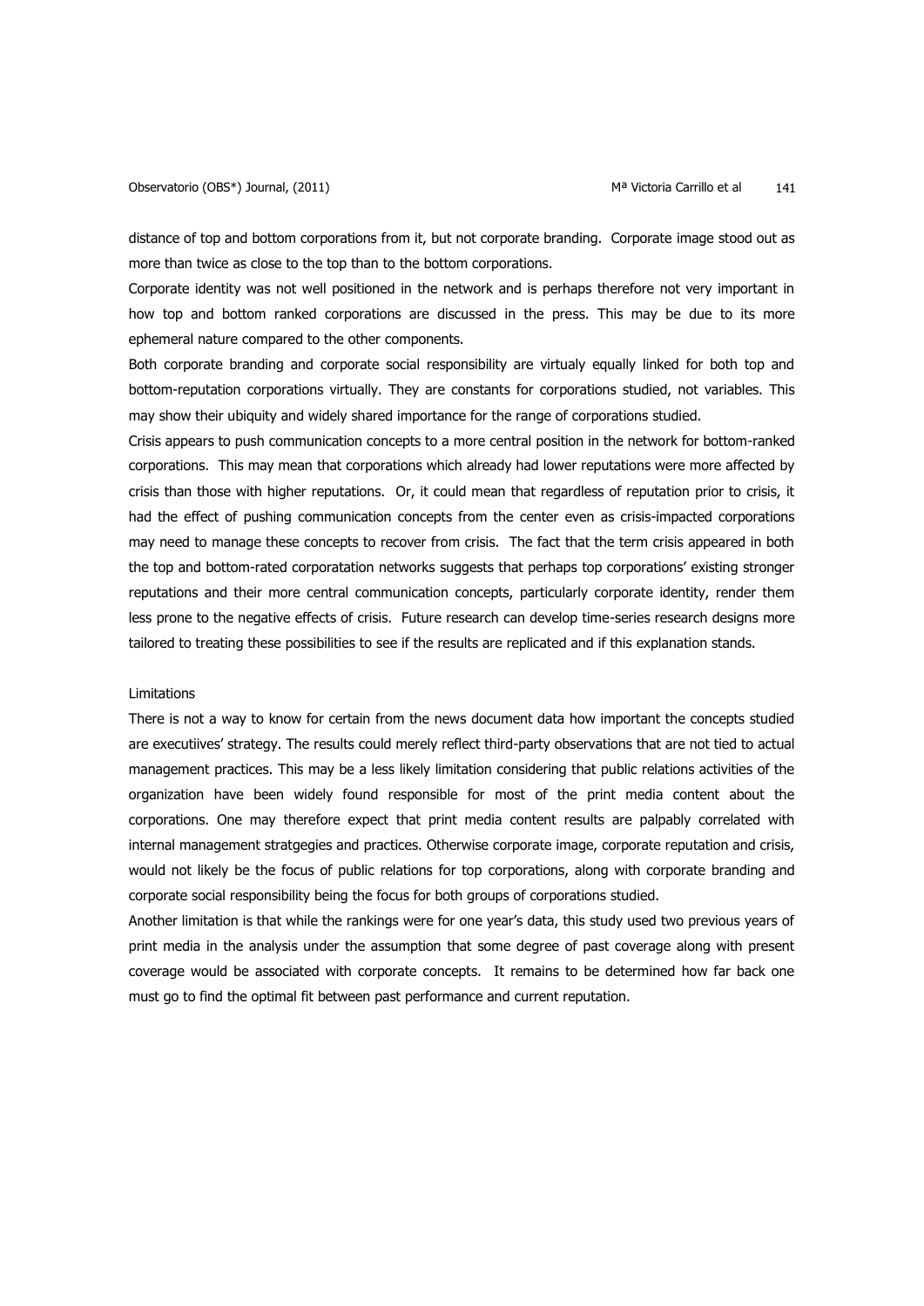distance of top and bottom corporations from it, but not corporate branding. Corporate image stood out as more than twice as close to the top than to the bottom corporations.

Corporate identity was not well positioned in the network and is perhaps therefore not very important in how top and bottom ranked corporations are discussed in the press. This may be due to its more ephemeral nature compared to the other components.

Both corporate branding and corporate social responsibility are virtualy equally linked for both top and bottom-reputation corporations virtually. They are constants for corporations studied, not variables. This may show their ubiquity and widely shared importance for the range of corporations studied.

Crisis appears to push communication concepts to a more central position in the network for bottom-ranked corporations. This may mean that corporations which already had lower reputations were more affected by crisis than those with higher reputations. Or, it could mean that regardless of reputation prior to crisis, it had the effect of pushing communication concepts from the center even as crisis-impacted corporations may need to manage these concepts to recover from crisis. The fact that the term crisis appeared in both the top and bottom-rated corporatation networks suggests that perhaps top corporations' existing stronger reputations and their more central communication concepts, particularly corporate identity, render them less prone to the negative effects of crisis. Future research can develop time-series research designs more tailored to treating these possibilities to see if the results are replicated and if this explanation stands.

## Limitations

There is not a way to know for certain from the news document data how important the concepts studied are executiives' strategy. The results could merely reflect third-party observations that are not tied to actual management practices. This may be a less likely limitation considering that public relations activities of the organization have been widely found responsible for most of the print media content about the corporations. One may therefore expect that print media content results are palpably correlated with internal management stratgegies and practices. Otherwise corporate image, corporate reputation and crisis, would not likely be the focus of public relations for top corporations, along with corporate branding and corporate social responsibility being the focus for both groups of corporations studied.

Another limitation is that while the rankings were for one year's data, this study used two previous years of print media in the analysis under the assumption that some degree of past coverage along with present coverage would be associated with corporate concepts. It remains to be determined how far back one must go to find the optimal fit between past performance and current reputation.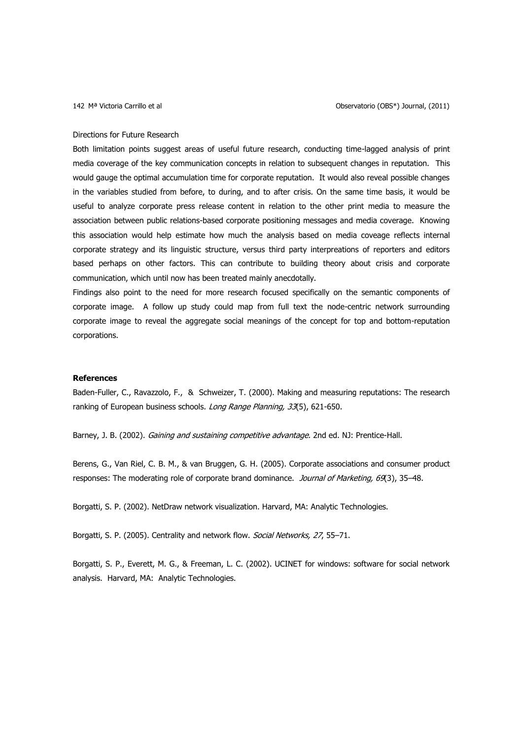Directions for Future Research

Both limitation points suggest areas of useful future research, conducting time-lagged analysis of print media coverage of the key communication concepts in relation to subsequent changes in reputation. This would gauge the optimal accumulation time for corporate reputation. It would also reveal possible changes in the variables studied from before, to during, and to after crisis. On the same time basis, it would be useful to analyze corporate press release content in relation to the other print media to measure the association between public relations-based corporate positioning messages and media coverage. Knowing this association would help estimate how much the analysis based on media coveage reflects internal corporate strategy and its linguistic structure, versus third party interpreations of reporters and editors based perhaps on other factors. This can contribute to building theory about crisis and corporate communication, which until now has been treated mainly anecdotally.

Findings also point to the need for more research focused specifically on the semantic components of corporate image. A follow up study could map from full text the node-centric network surrounding corporate image to reveal the aggregate social meanings of the concept for top and bottom-reputation corporations.

## References

Baden-Fuller, C., Ravazzolo, F., & Schweizer, T. (2000). Making and measuring reputations: The research ranking of European business schools. *Long Range Planning, 33*(5), 621-650.

Barney, J. B. (2002). *Gaining and sustaining competitive advantage.* 2nd ed. NJ: Prentice-Hall.

Berens, G., Van Riel, C. B. M., & van Bruggen, G. H. (2005). Corporate associations and consumer product responses: The moderating role of corporate brand dominance. *Journal of Marketing, 69*(3), 35–48.

Borgatti, S. P. (2002). NetDraw network visualization. Harvard, MA: Analytic Technologies.

Borgatti, S. P. (2005). Centrality and network flow. *Social Networks, 27*, 55–71.

Borgatti, S. P., Everett, M. G., & Freeman, L. C. (2002). UCINET for windows: software for social network analysis. Harvard, MA: Analytic Technologies.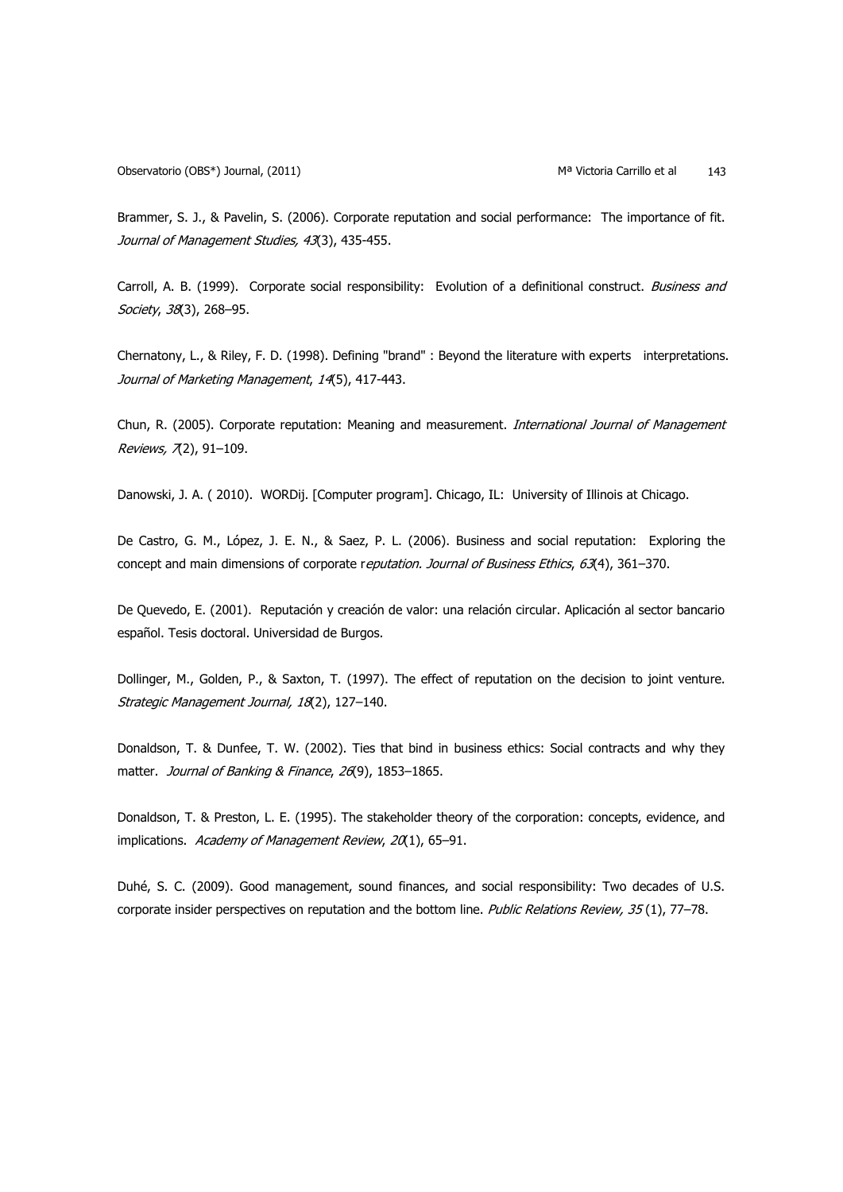Brammer, S. J., & Pavelin, S. (2006). Corporate reputation and social performance: The importance of fit. *Journal of Management Studies, 43*(3), 435-455.

Carroll, A. B. (1999). Corporate social responsibility: Evolution of a definitional construct. *Business and Society*, *38*(3), 268–95.

Chernatony, L., & Riley, F. D. (1998). Defining "brand" : Beyond the literature with experts interpretations. *Journal of Marketing Management*, *14*(5), 417-443.

Chun, R. (2005). Corporate reputation: Meaning and measurement. *International Journal of Management Reviews, 7*(2), 91–109.

Danowski, J. A. ( 2010). WORDij. [Computer program]. Chicago, IL: University of Illinois at Chicago.

De Castro, G. M., López, J. E. N., & Saez, P. L. (2006). Business and social reputation: Exploring the concept and main dimensions of corporate r*eputation. Journal of Business Ethics*, *63*(4), 361–370.

De Quevedo, E. (2001). Reputación y creación de valor: una relación circular. Aplicación al sector bancario español. Tesis doctoral. Universidad de Burgos.

Dollinger, M., Golden, P., & Saxton, T. (1997). The effect of reputation on the decision to joint venture. *Strategic Management Journal, 18*(2), 127–140.

Donaldson, T. & Dunfee, T. W. (2002). Ties that bind in business ethics: Social contracts and why they matter. *Journal of Banking & Finance*, *26*(9), 1853–1865.

Donaldson, T. & Preston, L. E. (1995). The stakeholder theory of the corporation: concepts, evidence, and implications. *Academy of Management Review*, *20*(1), 65–91.

Duhé, S. C. (2009). Good management, sound finances, and social responsibility: Two decades of U.S. corporate insider perspectives on reputation and the bottom line. *Public Relations Review, 35* (1), 77–78.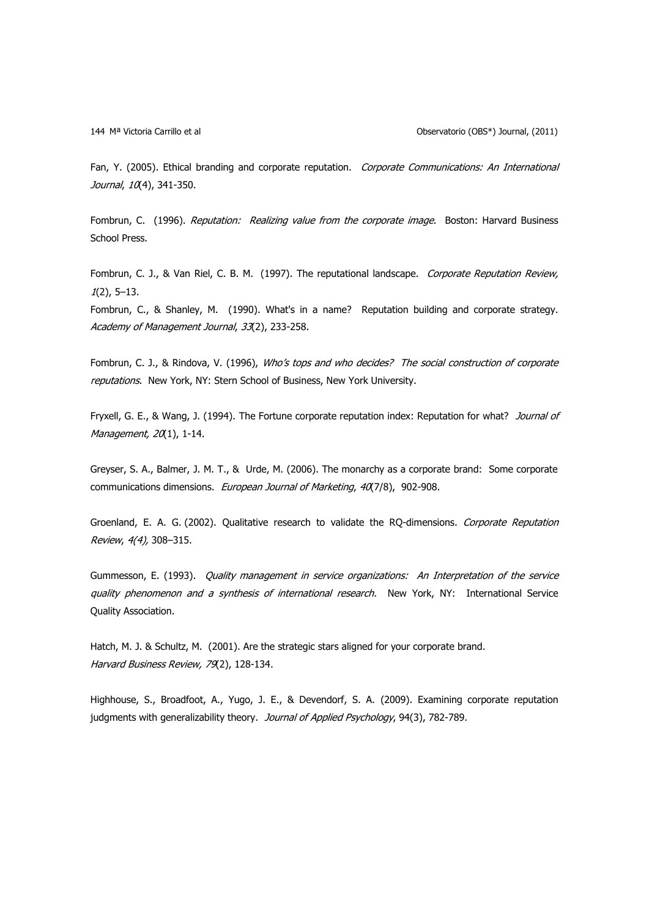Fan, Y. (2005). Ethical branding and corporate reputation. *Corporate Communications: An International Journal*, *10*(4), 341-350.

Fombrun, C. (1996). *Reputation: Realizing value from the corporate image*. Boston: Harvard Business School Press.

Fombrun, C. J., & Van Riel, C. B. M. (1997). The reputational landscape. *Corporate Reputation Review, 1*(2), 5–13.

Fombrun, C., & Shanley, M. (1990). What's in a name? Reputation building and corporate strategy. *Academy of Management Journal*, *33*(2), 233-258.

Fombrun, C. J., & Rindova, V. (1996), *Who's tops and who decides? The social construction of corporate reputations*. New York, NY: Stern School of Business, New York University.

Fryxell, G. E., & Wang, J. (1994). The Fortune corporate reputation index: Reputation for what? *Journal of Management, 20*(1), 1-14.

Greyser, S. A., Balmer, J. M. T., & Urde, M. (2006). The monarchy as a corporate brand: Some corporate communications dimensions. *European Journal of Marketing*, *40*(7/8), 902-908.

Groenland, E. A. G. (2002). Qualitative research to validate the RQ-dimensions. *Corporate Reputation Review*, *4(4),* 308–315.

Gummesson, E. (1993). *Quality management in service organizations: An Interpretation of the service quality phenomenon and a synthesis of international research*. New York, NY: International Service Quality Association.

Hatch, M. J. & Schultz, M. (2001). Are the strategic stars aligned for your corporate brand. *Harvard Business Review, 79*(2), 128-134.

Highhouse, S., Broadfoot, A., Yugo, J. E., & Devendorf, S. A. (2009). Examining corporate reputation judgments with generalizability theory. *Journal of Applied Psychology*, 94(3), 782-789.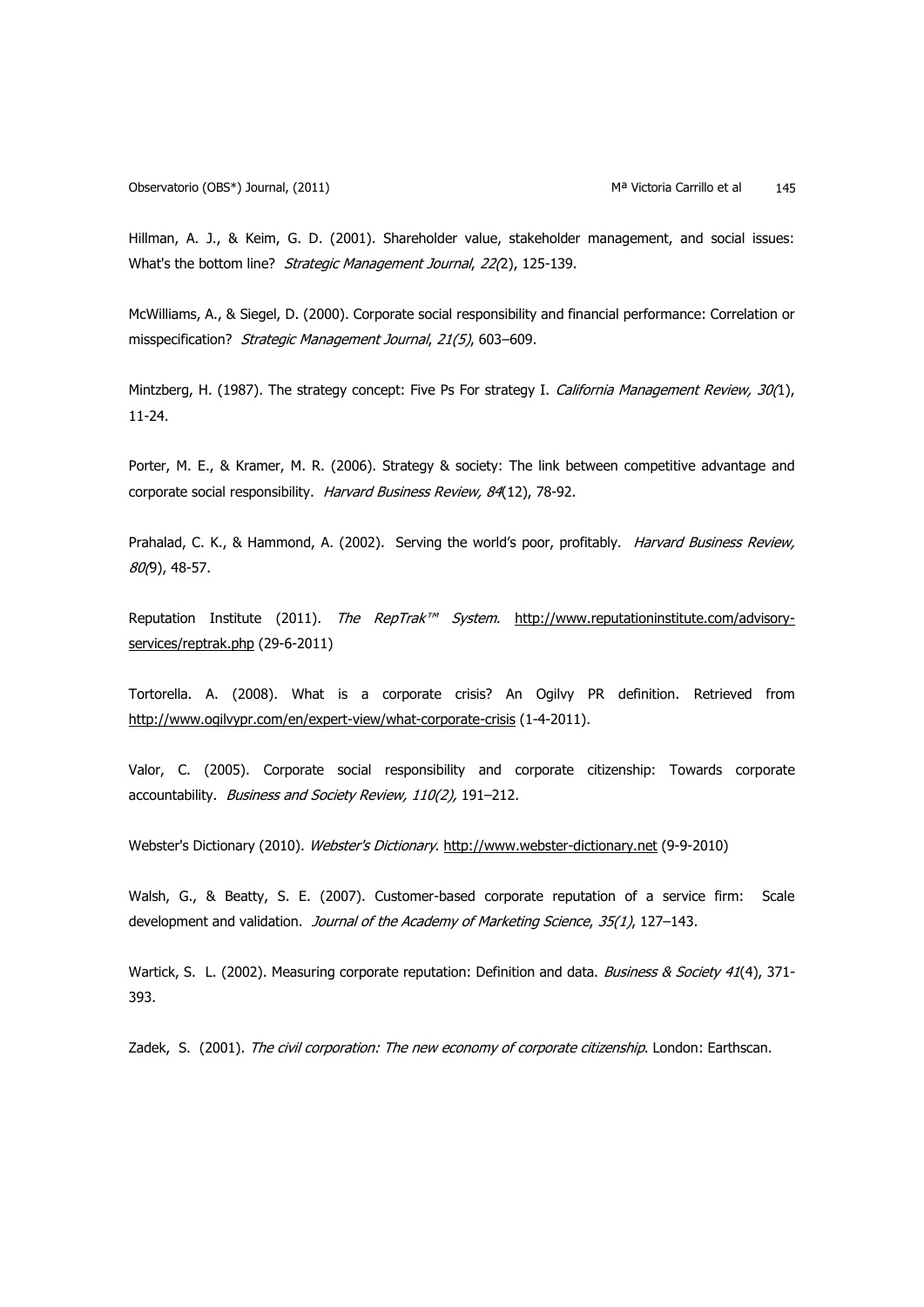Hillman, A. J., & Keim, G. D. (2001). Shareholder value, stakeholder management, and social issues: What's the bottom line? *Strategic Management Journal*, *22(*2), 125-139.

McWilliams, A., & Siegel, D. (2000). Corporate social responsibility and financial performance: Correlation or misspecification? *Strategic Management Journal*, *21(5)*, 603–609.

Mintzberg, H. (1987). The strategy concept: Five Ps For strategy I. *California Management Review, 30(*1), 11-24.

Porter, M. E., & Kramer, M. R. (2006). Strategy & society: The link between competitive advantage and corporate social responsibility. *Harvard Business Review, 84*(12), 78-92.

Prahalad, C. K., & Hammond, A. (2002). Serving the world's poor, profitably. *Harvard Business Review, 80(*9), 48-57.

Reputation Institute (2011). *The RepTrak™ System.* http://www.reputationinstitute.com/advisory-services/reptrak.php (29-6-2011)

Tortorella. A. (2008). What is a corporate crisis? An Ogilvy PR definition. Retrieved from http://www.ogilvypr.com/en/expert-view/what-corporate-crisis (1-4-2011).

Valor, C. (2005). Corporate social responsibility and corporate citizenship: Towards corporate accountability. *Business and Society Review, 110(2),* 191–212.

Webster's Dictionary (2010). *Webster's Dictionary*. http://www.webster-dictionary.net (9-9-2010)

Walsh, G., & Beatty, S. E. (2007). Customer-based corporate reputation of a service firm: Scale development and validation. *Journal of the Academy of Marketing Science*, *35(1)*, 127–143.

Wartick, S. L. (2002). Measuring corporate reputation: Definition and data. *Business & Society 41*(4), 371-393.

Zadek, S. (2001). *The civil corporation: The new economy of corporate citizenship*. London: Earthscan.